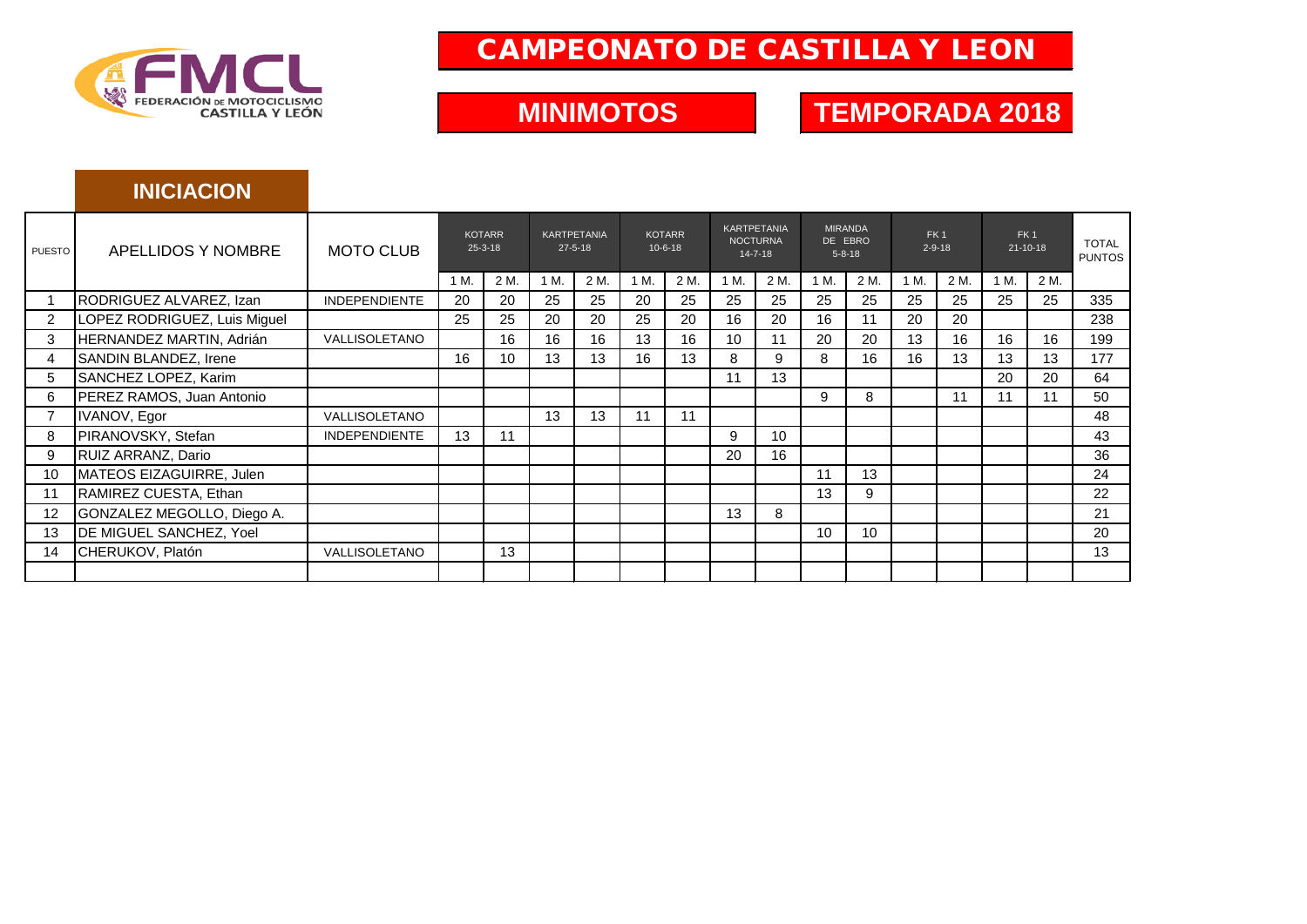# CAMPEONATO DE CASTILLA Y LEON

## MINIMOTOS

## TEMPORADA 2018

### INICIACION

| PUESTO | APELLIDOS Y NOMBRE | MOTO CLUB | KOTARR 25-3-18 | | KARTPETANIA 27-5-18 | | KOTARR 10-6-18 | | KARTPETANIA NOCTURNA 14-7-18 | | MIRANDA DE EBRO 5-8-18 | | FK 1 2-9-18 | | FK 1 21-10-18 | | TOTAL PUNTOS |
|---|---|---|---|---|---|---|---|---|---|---|---|---|---|---|---|---|---|
| | | | 1 M. | 2 M. | 1 M. | 2 M. | 1 M. | 2 M. | 1 M. | 2 M. | 1 M. | 2 M. | 1 M. | 2 M. | 1 M. | 2 M. | |
| 1 | RODRIGUEZ ALVAREZ, Izan | INDEPENDIENTE | 20 | 20 | 25 | 25 | 20 | 25 | 25 | 25 | 25 | 25 | 25 | 25 | 25 | 25 | 335 |
| 2 | LOPEZ RODRIGUEZ, Luis Miguel | | 25 | 25 | 20 | 20 | 25 | 20 | 16 | 20 | 16 | 11 | 20 | 20 | | | 238 |
| 3 | HERNANDEZ MARTIN, Adrián | VALLISOLETANO | | 16 | 16 | 16 | 13 | 16 | 10 | 11 | 20 | 20 | 13 | 16 | 16 | 16 | 199 |
| 4 | SANDIN BLANDEZ, Irene | | 16 | 10 | 13 | 13 | 16 | 13 | 8 | 9 | 8 | 16 | 16 | 13 | 13 | 13 | 177 |
| 5 | SANCHEZ LOPEZ, Karim | | | | | | | | 11 | 13 | | | | | 20 | 20 | 64 |
| 6 | PEREZ RAMOS, Juan Antonio | | | | | | | | | | 9 | 8 | | 11 | 11 | 11 | 50 |
| 7 | IVANOV, Egor | VALLISOLETANO | | | 13 | 13 | 11 | 11 | | | | | | | | | 48 |
| 8 | PIRANOVSKY, Stefan | INDEPENDIENTE | 13 | 11 | | | | | 9 | 10 | | | | | | | 43 |
| 9 | RUIZ ARRANZ, Dario | | | | | | | | 20 | 16 | | | | | | | 36 |
| 10 | MATEOS EIZAGUIRRE, Julen | | | | | | | | | | 11 | 13 | | | | | 24 |
| 11 | RAMIREZ CUESTA, Ethan | | | | | | | | | | 13 | 9 | | | | | 22 |
| 12 | GONZALEZ MEGOLLO, Diego A. | | | | | | | | 13 | 8 | | | | | | | 21 |
| 13 | DE MIGUEL SANCHEZ, Yoel | | | | | | | | | | 10 | 10 | | | | | 20 |
| 14 | CHERUKOV, Platón | VALLISOLETANO | | 13 | | | | | | | | | | | | | 13 |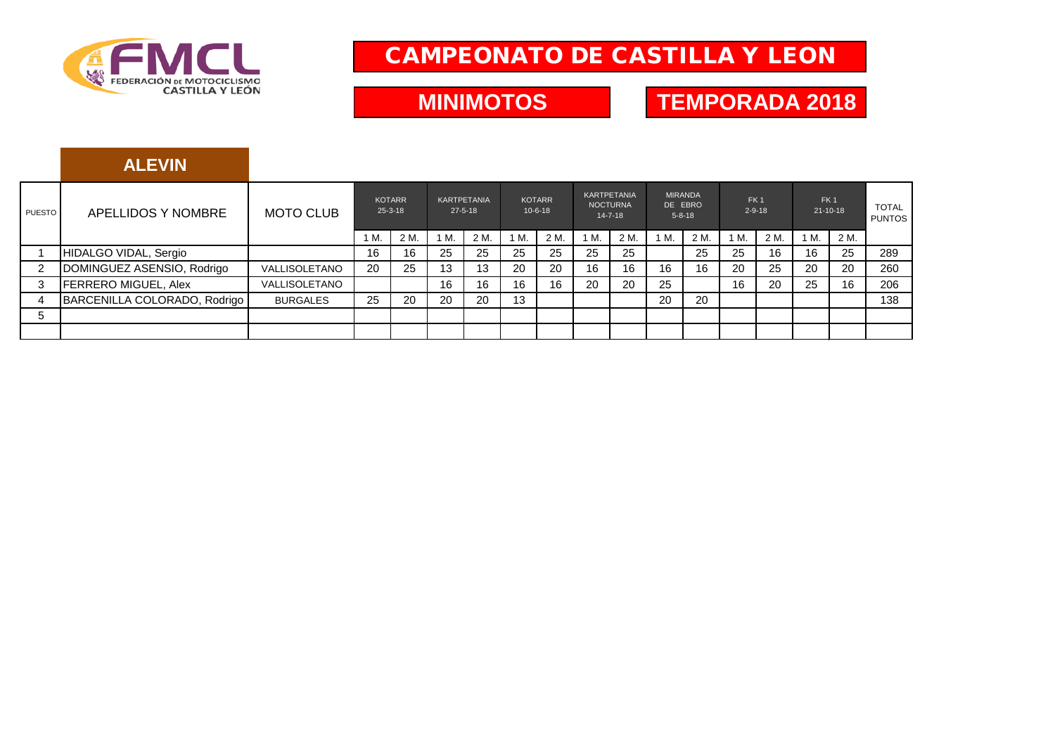FMCL FEDERACIÓN DE MOTOCICLISMO CASTILLA Y LEÓN

# CAMPEONATO DE CASTILLA Y LEON

## MINIMOTOS

## TEMPORADA 2018

### ALEVIN

| PUESTO | APELLIDOS Y NOMBRE | MOTO CLUB | KOTARR 25-3-18 | | KARTPETANIA 27-5-18 | | KOTARR 10-6-18 | | KARTPETANIA NOCTURNA 14-7-18 | | MIRANDA DE EBRO 5-8-18 | | FK 1 2-9-18 | | FK 1 21-10-18 | | TOTAL PUNTOS |
|---|---|---|---|---|---|---|---|---|---|---|---|---|---|---|---|---|---|
| | | | 1 M. | 2 M. | 1 M. | 2 M. | 1 M. | 2 M. | 1 M. | 2 M. | 1 M. | 2 M. | 1 M. | 2 M. | 1 M. | 2 M. | |
| 1 | HIDALGO VIDAL, Sergio | | 16 | 16 | 25 | 25 | 25 | 25 | 25 | 25 | | 25 | 25 | 16 | 16 | 25 | 289 |
| 2 | DOMINGUEZ ASENSIO, Rodrigo | VALLISOLETANO | 20 | 25 | 13 | 13 | 20 | 20 | 16 | 16 | 16 | 16 | 20 | 25 | 20 | 20 | 260 |
| 3 | FERRERO MIGUEL, Alex | VALLISOLETANO | | | 16 | 16 | 16 | 16 | 20 | 20 | 25 | | 16 | 20 | 25 | 16 | 206 |
| 4 | BARCENILLA COLORADO, Rodrigo | BURGALES | 25 | 20 | 20 | 20 | 13 | | | | 20 | 20 | | | | | 138 |
| 5 | | | | | | | | | | | | | | | | | |
| | | | | | | | | | | | | | | | | | |